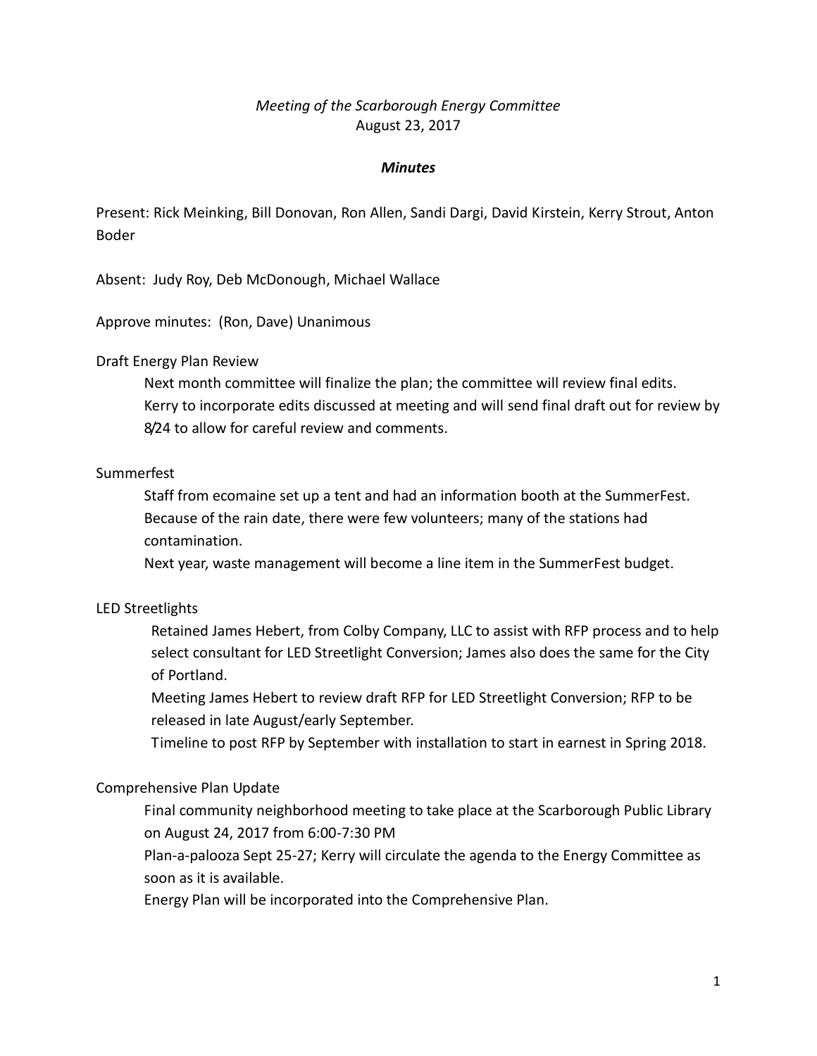*Meeting of the Scarborough Energy Committee*
August 23, 2017

***Minutes***

Present: Rick Meinking, Bill Donovan, Ron Allen, Sandi Dargi, David Kirstein, Kerry Strout, Anton Boder

Absent: Judy Roy, Deb McDonough, Michael Wallace

Approve minutes: (Ron, Dave) Unanimous

Draft Energy Plan Review

Next month committee will finalize the plan; the committee will review final edits.
Kerry to incorporate edits discussed at meeting and will send final draft out for review by 8/24 to allow for careful review and comments.

Summerfest

Staff from ecomaine set up a tent and had an information booth at the SummerFest.
Because of the rain date, there were few volunteers; many of the stations had contamination.
Next year, waste management will become a line item in the SummerFest budget.

LED Streetlights

Retained James Hebert, from Colby Company, LLC to assist with RFP process and to help select consultant for LED Streetlight Conversion; James also does the same for the City of Portland.
Meeting James Hebert to review draft RFP for LED Streetlight Conversion; RFP to be released in late August/early September.
Timeline to post RFP by September with installation to start in earnest in Spring 2018.

Comprehensive Plan Update

Final community neighborhood meeting to take place at the Scarborough Public Library on August 24, 2017 from 6:00-7:30 PM
Plan-a-palooza Sept 25-27; Kerry will circulate the agenda to the Energy Committee as soon as it is available.
Energy Plan will be incorporated into the Comprehensive Plan.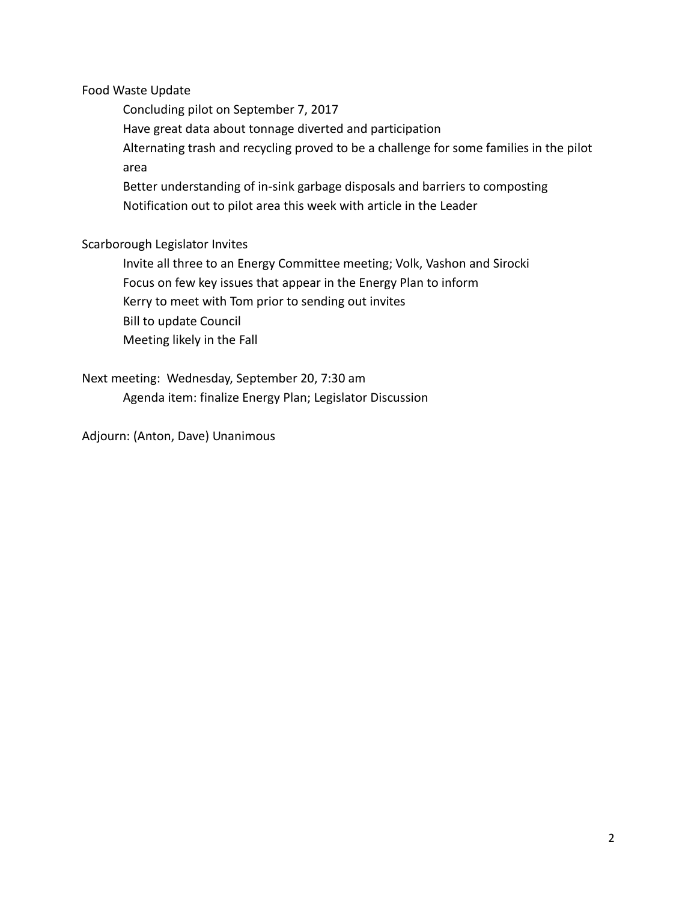Food Waste Update

- Concluding pilot on September 7, 2017
- Have great data about tonnage diverted and participation
- Alternating trash and recycling proved to be a challenge for some families in the pilot area
- Better understanding of in-sink garbage disposals and barriers to composting
- Notification out to pilot area this week with article in the Leader

Scarborough Legislator Invites

- Invite all three to an Energy Committee meeting; Volk, Vashon and Sirocki
- Focus on few key issues that appear in the Energy Plan to inform
- Kerry to meet with Tom prior to sending out invites
- Bill to update Council
- Meeting likely in the Fall

Next meeting: Wednesday, September 20, 7:30 am

- Agenda item: finalize Energy Plan; Legislator Discussion

Adjourn: (Anton, Dave) Unanimous